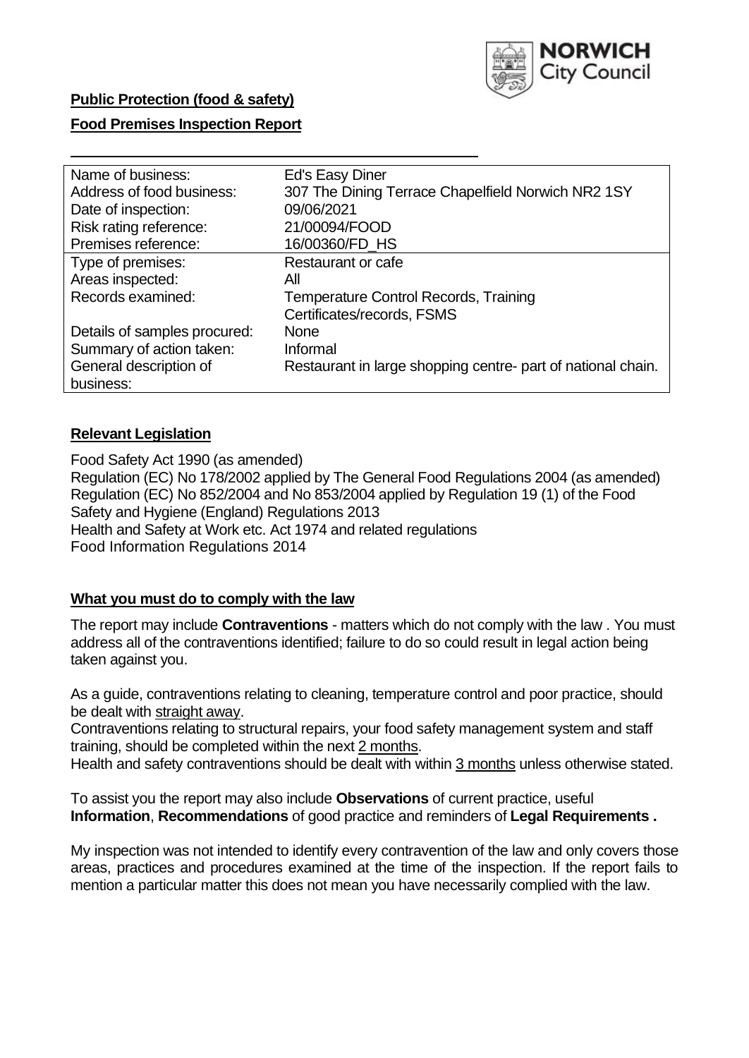**Public Protection (food & safety)**

**Food Premises Inspection Report**

| Name of business: | Ed's Easy Diner |
|---|---|
| Address of food business: | 307 The Dining Terrace Chapelfield Norwich NR2 1SY |
| Date of inspection: | 09/06/2021 |
| Risk rating reference: | 21/00094/FOOD |
| Premises reference: | 16/00360/FD_HS |
| Type of premises: | Restaurant or cafe |
| Areas inspected: | All |
| Records examined: | Temperature Control Records, Training Certificates/records, FSMS |
| Details of samples procured: | None |
| Summary of action taken: | Informal |
| General description of business: | Restaurant in large shopping centre- part of national chain. |

## **Relevant Legislation**

Food Safety Act 1990 (as amended)
Regulation (EC) No 178/2002 applied by The General Food Regulations 2004 (as amended)
Regulation (EC) No 852/2004 and No 853/2004 applied by Regulation 19 (1) of the Food Safety and Hygiene (England) Regulations 2013
Health and Safety at Work etc. Act 1974 and related regulations
Food Information Regulations 2014

## **What you must do to comply with the law**

The report may include **Contraventions** - matters which do not comply with the law . You must address all of the contraventions identified; failure to do so could result in legal action being taken against you.

As a guide, contraventions relating to cleaning, temperature control and poor practice, should be dealt with straight away.
Contraventions relating to structural repairs, your food safety management system and staff training, should be completed within the next 2 months.
Health and safety contraventions should be dealt with within 3 months unless otherwise stated.

To assist you the report may also include **Observations** of current practice, useful **Information**, **Recommendations** of good practice and reminders of **Legal Requirements .**

My inspection was not intended to identify every contravention of the law and only covers those areas, practices and procedures examined at the time of the inspection. If the report fails to mention a particular matter this does not mean you have necessarily complied with the law.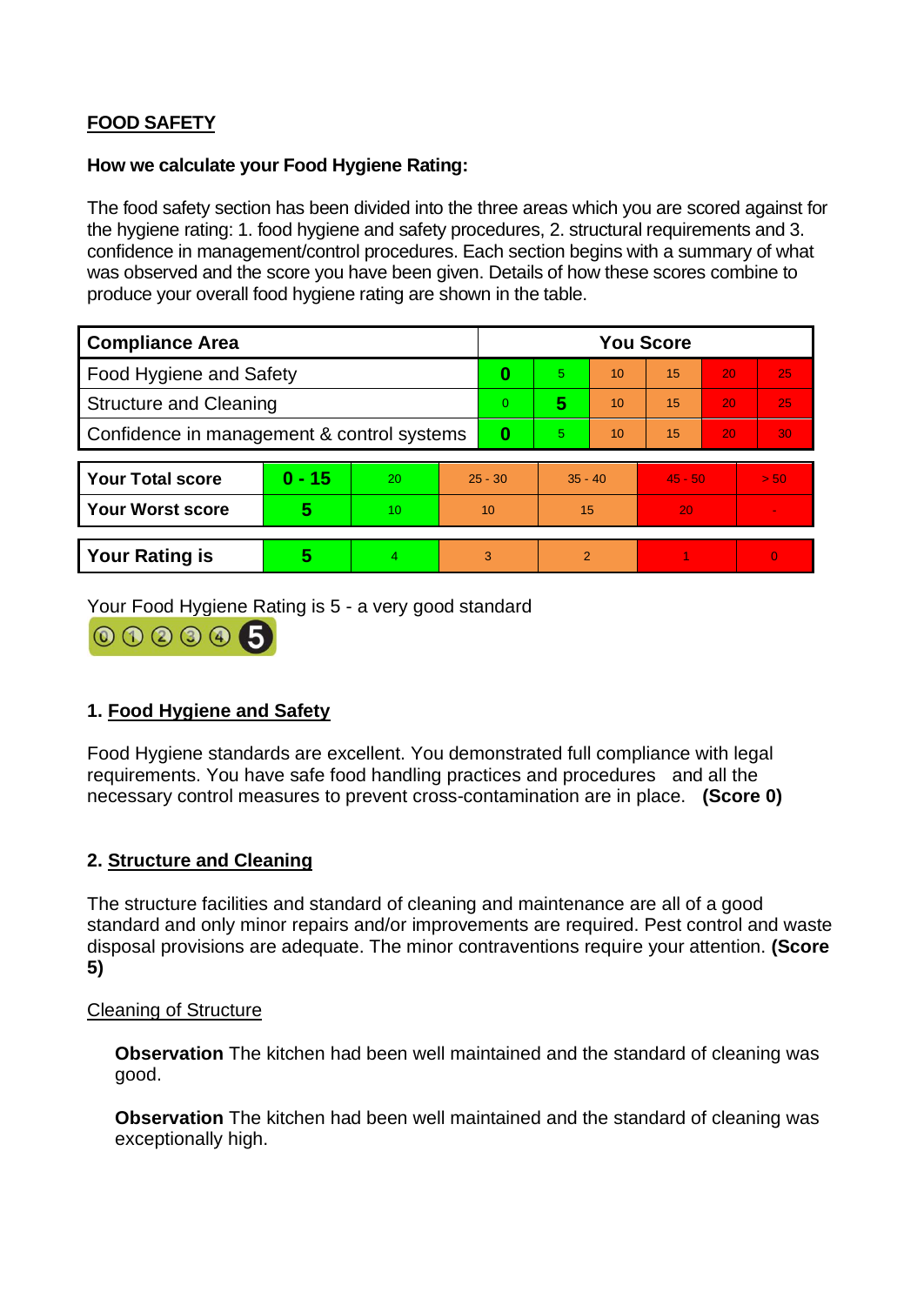## FOOD SAFETY

**How we calculate your Food Hygiene Rating:**

The food safety section has been divided into the three areas which you are scored against for the hygiene rating: 1. food hygiene and safety procedures, 2. structural requirements and 3. confidence in management/control procedures. Each section begins with a summary of what was observed and the score you have been given. Details of how these scores combine to produce your overall food hygiene rating are shown in the table.

| Compliance Area | You Score | | | | | |
|---|---|---|---|---|---|---|
| Food Hygiene and Safety | **0** | 5 | 10 | 15 | 20 | 25 |
| Structure and Cleaning | 0 | **5** | 10 | 15 | 20 | 25 |
| Confidence in management & control systems | **0** | 5 | 10 | 15 | 20 | 30 |

| | | | | | | |
|---|---|---|---|---|---|---|
| **Your Total score** | **0 - 15** | 20 | 25 - 30 | 35 - 40 | 45 - 50 | > 50 |
| **Your Worst score** | **5** | 10 | 10 | 15 | 20 | - |

| | | | | | | |
|---|---|---|---|---|---|---|
| **Your Rating is** | **5** | 4 | 3 | 2 | 1 | 0 |

Your Food Hygiene Rating is 5 - a very good standard

### 1. Food Hygiene and Safety

Food Hygiene standards are excellent. You demonstrated full compliance with legal requirements. You have safe food handling practices and procedures and all the necessary control measures to prevent cross-contamination are in place. **(Score 0)**

### 2. Structure and Cleaning

The structure facilities and standard of cleaning and maintenance are all of a good standard and only minor repairs and/or improvements are required. Pest control and waste disposal provisions are adequate. The minor contraventions require your attention. **(Score 5)**

Cleaning of Structure

**Observation** The kitchen had been well maintained and the standard of cleaning was good.

**Observation** The kitchen had been well maintained and the standard of cleaning was exceptionally high.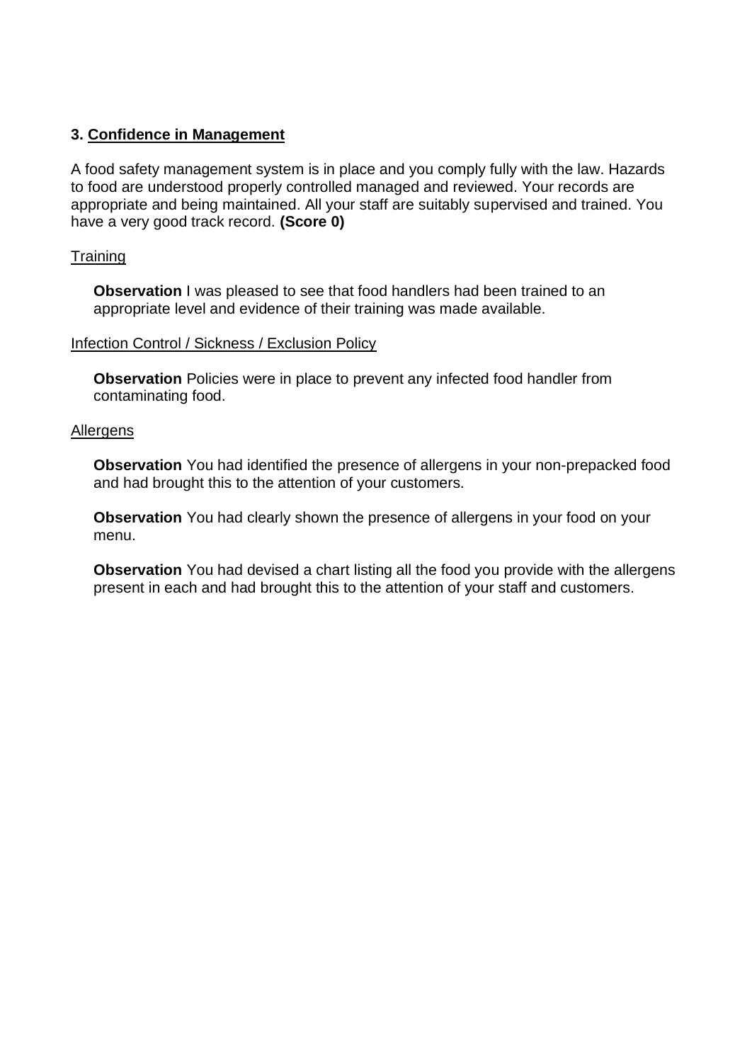### 3. Confidence in Management

A food safety management system is in place and you comply fully with the law. Hazards to food are understood properly controlled managed and reviewed. Your records are appropriate and being maintained. All your staff are suitably supervised and trained. You have a very good track record. **(Score 0)**

Training

**Observation** I was pleased to see that food handlers had been trained to an appropriate level and evidence of their training was made available.

Infection Control / Sickness / Exclusion Policy

**Observation** Policies were in place to prevent any infected food handler from contaminating food.

Allergens

**Observation** You had identified the presence of allergens in your non-prepacked food and had brought this to the attention of your customers.

**Observation** You had clearly shown the presence of allergens in your food on your menu.

**Observation** You had devised a chart listing all the food you provide with the allergens present in each and had brought this to the attention of your staff and customers.